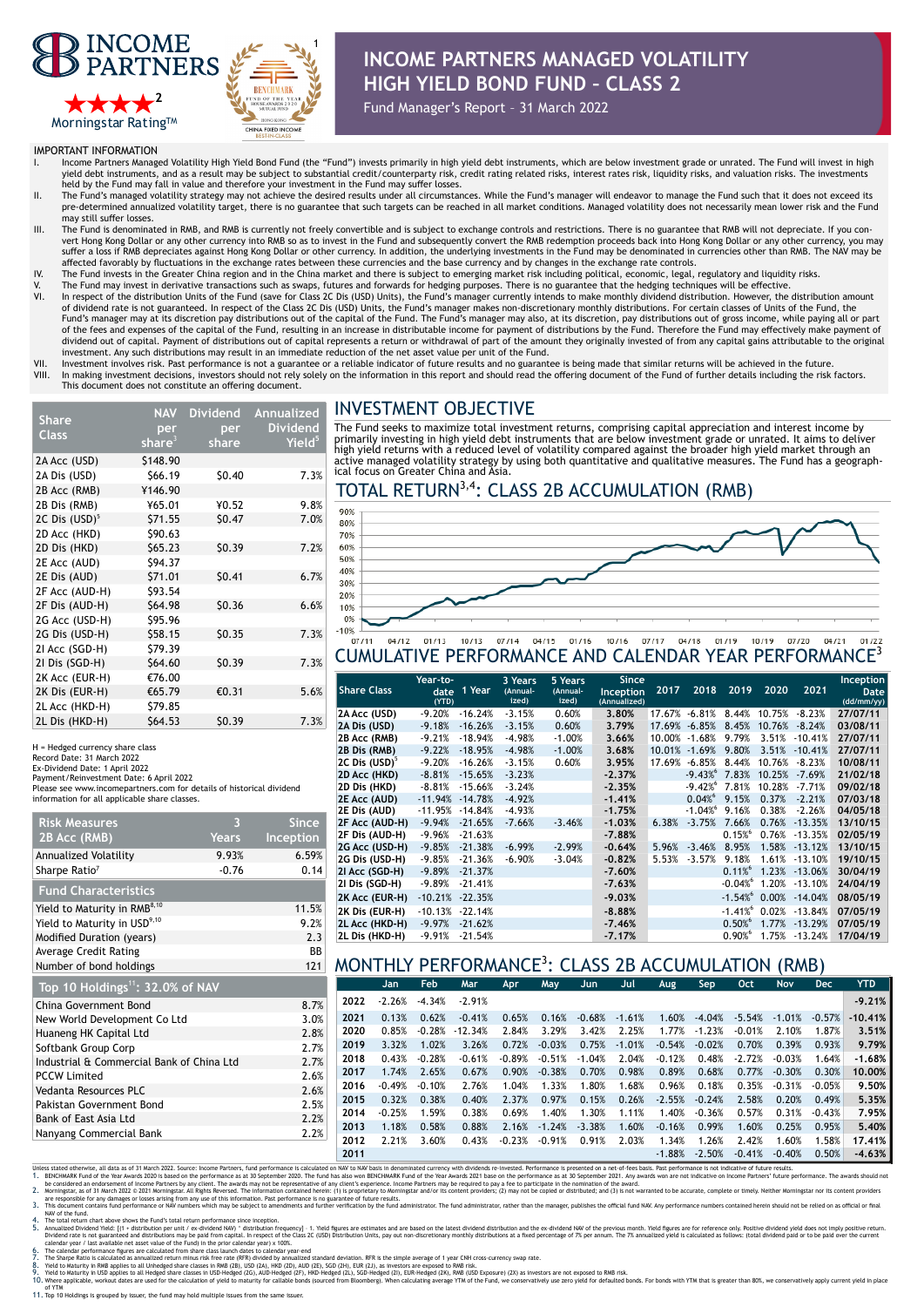# INCOME PARTNERS MANAGED VOLATILITY HIGH YIELD BOND FUND – CLASS 2

Fund Manager's Report – 31 March 2022

INCOME PARTNERS

★★★★[2] Morningstar Rating™

BENCHMARK FUND OF THE YEAR AWARDS 2020 HONG KONG CHINA FIXED INCOME BEST-IN-CLASS[1]

## IMPORTANT INFORMATION

I. Income Partners Managed Volatility High Yield Bond Fund (the "Fund") invests primarily in high yield debt instruments, which are below investment grade or unrated. The Fund will invest in high yield debt instruments, and as a result may be subject to substantial credit/counterparty risk, credit rating related risks, interest rates risk, liquidity risks, and valuation risks. The investments held by the Fund may fall in value and therefore your investment in the Fund may suffer losses.

II. The Fund's managed volatility strategy may not achieve the desired results under all circumstances. While the Fund's manager will endeavor to manage the Fund such that it does not exceed its pre-determined annualized volatility target, there is no guarantee that such targets can be reached in all market conditions. Managed volatility does not necessarily mean lower risk and the Fund may still suffer losses.

III. The Fund is denominated in RMB, and RMB is currently not freely convertible and is subject to exchange controls and restrictions. There is no guarantee that RMB will not depreciate. If you convert Hong Kong Dollar or any other currency into RMB so as to invest in the Fund and subsequently convert the RMB redemption proceeds back into Hong Kong Dollar or any other currency, you may suffer a loss if RMB depreciates against Hong Kong Dollar or other currency. In addition, the underlying investments in the Fund may be denominated in currencies other than RMB. The NAV may be affected favorably by fluctuations in the exchange rates between these currencies and the base currency and by changes in the exchange rate controls.

IV. The Fund invests in the Greater China region and in the China market and there is subject to emerging market risk including political, economic, legal, regulatory and liquidity risks.

V. The Fund may invest in derivative transactions such as swaps, futures and forwards for hedging purposes. There is no guarantee that the hedging techniques will be effective.

VI. In respect of the distribution Units of the Fund (save for Class 2C Dis (USD) Units), the Fund's manager currently intends to make monthly dividend distribution. However, the distribution amount of dividend rate is not guaranteed. In respect of the Class 2C Dis (USD) Units, the Fund's manager makes non-discretionary monthly distributions. For certain classes of Units of the Fund, the Fund's manager may at its discretion pay distributions out of the capital of the Fund. The Fund's manager may also, at its discretion, pay distributions out of gross income, while paying all or part of the fees and expenses of the capital of the Fund, resulting in an increase in distributable income for payment of distributions by the Fund. Therefore the Fund may effectively make payment of dividend out of capital. Payment of distributions out of capital represents a return or withdrawal of part of the amount they originally invested of from any capital gains attributable to the original investment. Any such distributions may result in an immediate reduction of the net asset value per unit of the Fund.

VII. Investment involves risk. Past performance is not a guarantee or a reliable indicator of future results and no guarantee is being made that similar returns will be achieved in the future.

VIII. In making investment decisions, investors should not rely solely on the information in this report and should read the offering document of the Fund of further details including the risk factors. This document does not constitute an offering document.

| Share Class | NAV per share[3] | Dividend per share | Annualized Dividend Yield[5] |
|---|---|---|---|
| 2A Acc (USD) | $148.90 | | |
| 2A Dis (USD) | $66.19 | $0.40 | 7.3% |
| 2B Acc (RMB) | ¥146.90 | | |
| 2B Dis (RMB) | ¥65.01 | ¥0.52 | 9.8% |
| 2C Dis (USD)[5] | $71.55 | $0.47 | 7.0% |
| 2D Acc (HKD) | $90.63 | | |
| 2D Dis (HKD) | $65.23 | $0.39 | 7.2% |
| 2E Acc (AUD) | $94.37 | | |
| 2E Dis (AUD) | $71.01 | $0.41 | 6.7% |
| 2F Acc (AUD-H) | $93.54 | | |
| 2F Dis (AUD-H) | $64.98 | $0.36 | 6.6% |
| 2G Acc (USD-H) | $95.96 | | |
| 2G Dis (USD-H) | $58.15 | $0.35 | 7.3% |
| 2I Acc (SGD-H) | $79.39 | | |
| 2I Dis (SGD-H) | $64.60 | $0.39 | 7.3% |
| 2K Acc (EUR-H) | €76.00 | | |
| 2K Dis (EUR-H) | €65.79 | €0.31 | 5.6% |
| 2L Acc (HKD-H) | $79.85 | | |
| 2L Dis (HKD-H) | $64.53 | $0.39 | 7.3% |

H = Hedged currency share class
Record Date: 31 March 2022
Ex-Dividend Date: 1 April 2022
Payment/Reinvestment Date: 6 April 2022
Please see www.incomepartners.com for details of historical dividend information for all applicable share classes.

| Risk Measures 2B Acc (RMB) | 3 Years | Since Inception |
|---|---|---|
| Annualized Volatility | 9.93% | 6.59% |
| Sharpe Ratio[7] | -0.76 | 0.14 |

| Fund Characteristics | |
|---|---|
| Yield to Maturity in RMB[8,10] | 11.5% |
| Yield to Maturity in USD[9,10] | 9.2% |
| Modified Duration (years) | 2.3 |
| Average Credit Rating | BB |
| Number of bond holdings | 121 |

| Top 10 Holdings[11]: 32.0% of NAV | |
|---|---|
| China Government Bond | 8.7% |
| New World Development Co Ltd | 3.0% |
| Huaneng HK Capital Ltd | 2.8% |
| Softbank Group Corp | 2.7% |
| Industrial & Commercial Bank of China Ltd | 2.7% |
| PCCW Limited | 2.6% |
| Vedanta Resources PLC | 2.6% |
| Pakistan Government Bond | 2.5% |
| Bank of East Asia Ltd | 2.2% |
| Nanyang Commercial Bank | 2.2% |

## INVESTMENT OBJECTIVE

The Fund seeks to maximize total investment returns, comprising capital appreciation and interest income by primarily investing in high yield debt instruments that are below investment grade or unrated. It aims to deliver high yield returns with a reduced level of volatility compared against the broader high yield market through an active managed volatility strategy by using both quantitative and qualitative measures. The Fund has a geographical focus on Greater China and Asia.

## TOTAL RETURN[3,4]: CLASS 2B ACCUMULATION (RMB)

## CUMULATIVE PERFORMANCE AND CALENDAR YEAR PERFORMANCE[3]

| Share Class | Year-to-date (YTD) | 1 Year | 3 Years (Annualized) | 5 Years (Annualized) | Since Inception (Annualized) | 2017 | 2018 | 2019 | 2020 | 2021 | Inception Date (dd/mm/yy) |
|---|---|---|---|---|---|---|---|---|---|---|---|
| 2A Acc (USD) | -9.20% | -16.24% | -3.15% | 0.60% | 3.80% | 17.67% | -6.81% | 8.44% | 10.75% | -8.23% | 27/07/11 |
| 2A Dis (USD) | -9.18% | -16.26% | -3.15% | 0.60% | 3.79% | 17.69% | -6.85% | 8.45% | 10.76% | -8.24% | 03/08/11 |
| 2B Acc (RMB) | -9.21% | -18.94% | -4.98% | -1.00% | 3.66% | 10.00% | -1.68% | 9.79% | 3.51% | -10.41% | 27/07/11 |
| 2B Dis (RMB) | -9.22% | -18.95% | -4.98% | -1.00% | 3.68% | 10.01% | -1.69% | 9.80% | 3.51% | -10.41% | 27/07/11 |
| 2C Dis (USD)[5] | -9.20% | -16.26% | -3.15% | 0.60% | 3.95% | 17.69% | -6.85% | 8.44% | 10.76% | -8.23% | 10/08/11 |
| 2D Acc (HKD) | -8.81% | -15.65% | -3.23% | | -2.37% | | -9.43%[6] | 7.83% | 10.25% | -7.69% | 21/02/18 |
| 2D Dis (HKD) | -8.81% | -15.66% | -3.24% | | -2.35% | | -9.42%[6] | 7.81% | 10.28% | -7.71% | 09/02/18 |
| 2E Acc (AUD) | -11.94% | -14.78% | -4.92% | | -1.41% | | 0.04%[6] | 9.15% | 0.37% | -2.21% | 07/03/18 |
| 2E Dis (AUD) | -11.95% | -14.84% | -4.93% | | -1.75% | | -1.04%[6] | 9.16% | 0.38% | -2.26% | 04/05/18 |
| 2F Acc (AUD-H) | -9.94% | -21.65% | -7.66% | -3.46% | -1.03% | 6.38% | -3.75% | 7.66% | 0.76% | -13.35% | 13/10/15 |
| 2F Dis (AUD-H) | -9.96% | -21.63% | | | -7.88% | | | 0.15%[6] | 0.76% | -13.35% | 02/05/19 |
| 2G Acc (USD-H) | -9.85% | -21.38% | -6.99% | -2.99% | -0.64% | 5.96% | -3.46% | 8.95% | 1.58% | -13.12% | 13/10/15 |
| 2G Dis (USD-H) | -9.85% | -21.36% | -6.90% | -3.04% | -0.82% | 5.53% | -3.57% | 9.18% | 1.61% | -13.10% | 19/10/15 |
| 2I Acc (SGD-H) | -9.89% | -21.37% | | | -7.60% | | | 0.11%[6] | 1.23% | -13.06% | 30/04/19 |
| 2I Dis (SGD-H) | -9.89% | -21.41% | | | -7.63% | | | -0.04%[6] | 1.20% | -13.10% | 24/04/19 |
| 2K Acc (EUR-H) | -10.21% | -22.35% | | | -9.03% | | | -1.54%[6] | 0.00% | -14.04% | 08/05/19 |
| 2K Dis (EUR-H) | -10.13% | -22.14% | | | -8.88% | | | -1.41%[6] | 0.02% | -13.84% | 07/05/19 |
| 2L Acc (HKD-H) | -9.97% | -21.62% | | | -7.46% | | | 0.50%[6] | 1.77% | -13.29% | 07/05/19 |
| 2L Dis (HKD-H) | -9.91% | -21.54% | | | -7.17% | | | 0.90%[6] | 1.75% | -13.24% | 17/04/19 |

## MONTHLY PERFORMANCE[3]: CLASS 2B ACCUMULATION (RMB)

| | Jan | Feb | Mar | Apr | May | Jun | Jul | Aug | Sep | Oct | Nov | Dec | YTD |
|---|---|---|---|---|---|---|---|---|---|---|---|---|---|
| 2022 | -2.26% | -4.34% | -2.91% | | | | | | | | | | -9.21% |
| 2021 | 0.13% | 0.62% | -0.41% | 0.65% | 0.16% | -0.68% | -1.61% | 1.60% | -4.04% | -5.54% | -1.01% | -0.57% | -10.41% |
| 2020 | 0.85% | -0.28% | -12.34% | 2.84% | 3.29% | 3.42% | 2.25% | 1.77% | -1.23% | -0.01% | 2.10% | 1.87% | 3.51% |
| 2019 | 3.32% | 1.02% | 3.26% | 0.72% | -0.03% | 0.75% | -1.01% | -0.54% | -0.02% | 0.70% | 0.39% | 0.93% | 9.79% |
| 2018 | 0.43% | -0.28% | -0.61% | -0.89% | -0.51% | -1.04% | 2.04% | -0.12% | 0.48% | -2.72% | -0.03% | 1.64% | -1.68% |
| 2017 | 1.74% | 2.65% | 0.67% | 0.90% | -0.38% | 0.70% | 0.98% | 0.89% | 0.68% | 0.77% | -0.30% | 0.30% | 10.00% |
| 2016 | -0.49% | -0.10% | 2.76% | 1.04% | 1.33% | 1.80% | 1.68% | 0.96% | 0.18% | 0.35% | -0.31% | -0.05% | 9.50% |
| 2015 | 0.32% | 0.38% | 0.40% | 2.37% | 0.97% | 0.15% | 0.26% | -2.55% | -0.24% | 2.58% | 0.20% | 0.49% | 5.35% |
| 2014 | -0.25% | 1.59% | 0.38% | 0.69% | 1.40% | 1.30% | 1.11% | 1.40% | -0.36% | 0.57% | 0.31% | -0.43% | 7.95% |
| 2013 | 1.18% | 0.58% | 0.88% | 2.16% | -1.24% | -3.38% | 1.60% | -0.16% | 0.99% | 1.60% | 0.25% | 0.95% | 5.40% |
| 2012 | 2.21% | 3.60% | 0.43% | -0.23% | -0.91% | 0.91% | 2.03% | 1.34% | 1.26% | 2.42% | 1.60% | 1.58% | 17.41% |
| 2011 | | | | | | | | -1.88% | -2.50% | -0.41% | -0.40% | 0.50% | -4.63% |

Unless stated otherwise, all data as of 31 March 2022. Source: Income Partners, fund performance is calculated on NAV to NAV basis in denominated currency with dividends re-invested. Performance is presented on a net-of-fees basis. Past performance is not indicative of future results.

1. BENCHMARK Fund of the Year Awards 2020 is based on the performance as at 30 September 2020. The fund has also won BENCHMARK Fund of the Year Awards 2021 base on the performance as at 30 September 2021. Any awards won are not indicative on Income Partners' future performance. The awards should not be considered an endorsement of Income Partners by any client. The awards may not be representative of any client's experience. Income Partners may be required to pay a fee to participate in the nomination of the award.
2. Morningstar, as of 31 March 2022 © 2021 Morningstar. All Rights Reserved. The information contained herein: (1) is proprietary to Morningstar and/or its content providers; (2) may not be copied or distributed; and (3) is not warranted to be accurate, complete or timely. Neither Morningstar nor its content providers are responsible for any damages or losses arising from any use of this information. Past performance is no guarantee of future results.
3. This document contains fund performance or NAV numbers which may be subject to amendments and further verification by the fund administrator. The fund administrator, rather than the manager, publishes the official fund NAV. Any performance numbers contained herein should not be relied on as official or final NAV of the fund.
4. The total return chart above shows the Fund's total return performance since inception.
5. Annualized Dividend Yield: [(1 + distribution per unit / ex-dividend NAV) ^ distribution frequency] - 1. Yield figures are estimates and are based on the latest dividend distribution and the ex-dividend NAV of the previous month. Yield figures are for reference only. Positive dividend yield does not imply positive return. Dividend rate is not guaranteed and distributions may be paid from capital. In respect of the Class 2C (USD) Distribution Units, pay out non-discretionary monthly distributions at a fixed percentage of 7% per annum. The 7% annualized yield is calculated as follows: (total dividend paid or to be paid over the current calendar year / last available net asset value of the Fund) in the prior calendar year) x 100%.
6. The calendar performance figures are calculated from share class launch dates to calendar year-end
7. The Sharpe Ratio is calculated as annualized return minus risk free rate (RFR) divided by annualized standard deviation. RFR is the simple average of 1 year CNH cross-currency swap rate.
8. Yield to Maturity in RMB applies to all Unhedged share classes in RMB (2B), USD (2A), HKD (2D), AUD (2E), SGD (2H), EUR (2J), as investors are exposed to RMB risk.
9. Yield to Maturity in USD applies to all Hedged share classes in USD-Hedged (2G), AUD-Hedged (2F), HKD-Hedged (2L), SGD-Hedged (2I), EUR-Hedged (2K), RMB (USD Exposure) (2X) as investors are not exposed to RMB risk.
10. Where applicable, workout dates are used for the calculation of yield to maturity for callable bonds (sourced from Bloomberg). When calculating average YTM of the Fund, we conservatively use zero yield for defaulted bonds. For bonds with YTM that is greater than 80%, we conservatively apply current yield in lieu of YTM
11. Top 10 Holdings is grouped by issuer, the fund may hold multiple issues from the same issuer.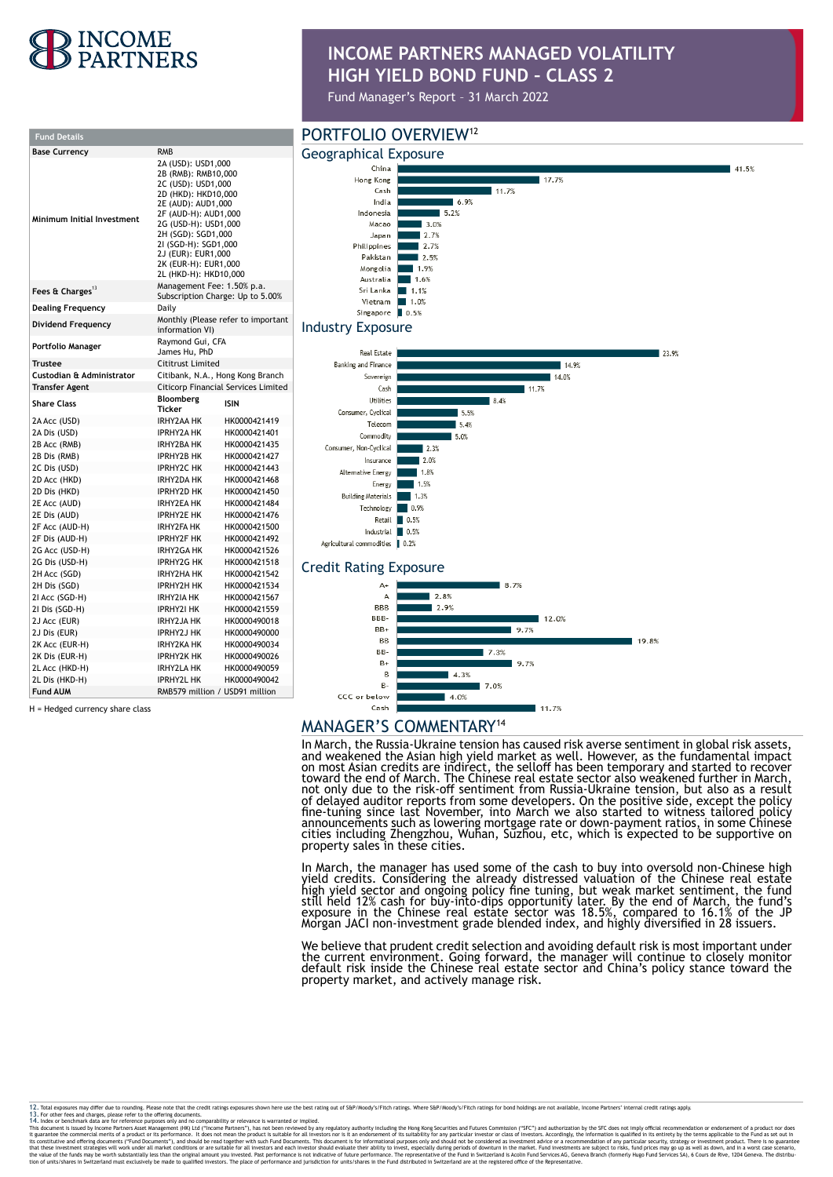# INCOME PARTNERS MANAGED VOLATILITY HIGH YIELD BOND FUND – CLASS 2

Fund Manager's Report – 31 March 2022

| Fund Details | | |
|---|---|---|
| **Base Currency** | RMB | |
| **Minimum Initial Investment** | 2A (USD): USD1,000<br>2B (RMB): RMB10,000<br>2C (USD): USD1,000<br>2D (HKD): HKD10,000<br>2E (AUD): AUD1,000<br>2F (AUD-H): AUD1,000<br>2G (USD-H): USD1,000<br>2H (SGD): SGD1,000<br>2I (SGD-H): SGD1,000<br>2J (EUR): EUR1,000<br>2K (EUR-H): EUR1,000<br>2L (HKD-H): HKD10,000 | |
| **Fees & Charges**[13] | Management Fee: 1.50% p.a.<br>Subscription Charge: Up to 5.00% | |
| **Dealing Frequency** | Daily | |
| **Dividend Frequency** | Monthly (Please refer to important information VI) | |
| **Portfolio Manager** | Raymond Gui, CFA<br>James Hu, PhD | |
| **Trustee** | Cititrust Limited | |
| **Custodian & Administrator** | Citibank, N.A., Hong Kong Branch | |
| **Transfer Agent** | Citicorp Financial Services Limited | |
| **Share Class** | **Bloomberg Ticker** | **ISIN** |
| 2A Acc (USD) | IRHY2AA HK | HK0000421419 |
| 2A Dis (USD) | IPRHY2A HK | HK0000421401 |
| 2B Acc (RMB) | IRHY2BA HK | HK0000421435 |
| 2B Dis (RMB) | IPRHY2B HK | HK0000421427 |
| 2C Dis (USD) | IPRHY2C HK | HK0000421443 |
| 2D Acc (HKD) | IRHY2DA HK | HK0000421468 |
| 2D Dis (HKD) | IPRHY2D HK | HK0000421450 |
| 2E Acc (AUD) | IRHY2EA HK | HK0000421484 |
| 2E Dis (AUD) | IPRHY2E HK | HK0000421476 |
| 2F Acc (AUD-H) | IRHY2FA HK | HK0000421500 |
| 2F Dis (AUD-H) | IPRHY2F HK | HK0000421492 |
| 2G Acc (USD-H) | IRHY2GA HK | HK0000421526 |
| 2G Dis (USD-H) | IPRHY2G HK | HK0000421518 |
| 2H Acc (SGD) | IRHY2HA HK | HK0000421542 |
| 2H Dis (SGD) | IPRHY2H HK | HK0000421534 |
| 2I Acc (SGD-H) | IRHY2IA HK | HK0000421567 |
| 2I Dis (SGD-H) | IPRHY2I HK | HK0000421559 |
| 2J Acc (EUR) | IRHY2JA HK | HK0000490018 |
| 2J Dis (EUR) | IPRHY2J HK | HK0000490000 |
| 2K Acc (EUR-H) | IRHY2KA HK | HK0000490034 |
| 2K Dis (EUR-H) | IPRHY2K HK | HK0000490026 |
| 2L Acc (HKD-H) | IRHY2LA HK | HK0000490059 |
| 2L Dis (HKD-H) | IPRHY2L HK | HK0000490042 |
| **Fund AUM** | RMB579 million / USD91 million | |

H = Hedged currency share class

## PORTFOLIO OVERVIEW[12]

### Geographical Exposure

China 41.5%
Hong Kong 17.7%
Cash 11.7%
India 6.9%
Indonesia 5.2%
Macao 3.0%
Japan 2.7%
Philippines 2.7%
Pakistan 2.5%
Mongolia 1.9%
Australia 1.6%
Sri Lanka 1.1%
Vietnam 1.0%
Singapore 0.5%

### Industry Exposure

Real Estate 23.9%
Banking and Finance 14.9%
Sovereign 14.0%
Cash 11.7%
Utilities 8.4%
Consumer, Cyclical 5.5%
Telecom 5.4%
Commodity 5.0%
Consumer, Non-Cyclical 2.3%
Insurance 2.0%
Alternative Energy 1.8%
Energy 1.5%
Building Materials 1.3%
Technology 0.9%
Retail 0.5%
Industrial 0.5%
Agricultural commodities 0.2%

### Credit Rating Exposure

A+ 8.7%
A 2.8%
BBB 2.9%
BBB- 12.0%
BB+ 9.7%
BB 19.8%
BB- 7.3%
B+ 9.7%
B 4.3%
B- 7.0%
CCC or below 4.0%
Cash 11.7%

## MANAGER'S COMMENTARY[14]

In March, the Russia-Ukraine tension has caused risk averse sentiment in global risk assets, and weakened the Asian high yield market as well. However, as the fundamental impact on most Asian credits are indirect, the selloff has been temporary and started to recover toward the end of March. The Chinese real estate sector also weakened further in March, not only due to the risk-off sentiment from Russia-Ukraine tension, but also as a result of delayed auditor reports from some developers. On the positive side, except the policy fine-tuning since last November, into March we also started to witness tailored policy announcements such as lowering mortgage rate or down-payment ratios, in some Chinese cities including Zhengzhou, Wuhan, Suzhou, etc, which is expected to be supportive on property sales in these cities.

In March, the manager has used some of the cash to buy into oversold non-Chinese high yield credits. Considering the already distressed valuation of the Chinese real estate high yield sector and ongoing policy fine tuning, but weak market sentiment, the fund still held 12% cash for buy-into-dips opportunity later. By the end of March, the fund's exposure in the Chinese real estate sector was 18.5%, compared to 16.1% of the JP Morgan JACI non-investment grade blended index, and highly diversified in 28 issuers.

We believe that prudent credit selection and avoiding default risk is most important under the current environment. Going forward, the manager will continue to closely monitor default risk inside the Chinese real estate sector and China's policy stance toward the property market, and actively manage risk.

12. Total exposures may differ due to rounding. Please note that the credit ratings exposures shown here use the best rating out of S&P/Moody's/Fitch ratings. Where S&P/Moody's/Fitch ratings for bond holdings are not available, Income Partners' internal credit ratings apply.
13. For other fees and charges, please refer to the offering documents.
14. Index or benchmark data are for reference purposes only and no comparability or relevance is warranted or implied.

This document is issued by Income Partners Asset Management (HK) Ltd ("Income Partners"), has not been reviewed by any regulatory authority including the Hong Kong Securities and Futures Commission ("SFC") and authorization by the SFC does not imply official recommendation or endorsement of a product nor does it guarantee the commercial merits of a product or its performance. It does not mean the product is suitable for all investors nor is it an endorsement of its suitability for any particular investor or class of investors. Accordingly, the information is qualified in its entirety by the terms applicable to the Fund as set out in its constitutive and offering documents ("Fund Documents"), and should be read together with such Fund Documents. This document is for informational purposes only and should not be considered as investment advice or a recommendation of any particular security, strategy or investment product. There is no guarantee that these investment strategies will work under all market conditions or are suitable for all investors and each investor should evaluate their ability to invest, especially during periods of downturn in the market. Fund investments are subject to risks, fund prices may go up as well as down, and in a worst case scenario, the value of the funds may be worth substantially less than the original amount you invested. Past performance is not indicative of future performance. The representative of the Fund in Switzerland is Acolin Fund Services AG, Geneva Branch (formerly Hugo Fund Services SA), 6 Cours de Rive, 1204 Geneva. The distribution of units/shares in Switzerland must exclusively be made to qualified investors. The place of performance and jurisdiction for units/shares in the Fund distributed in Switzerland are at the registered office of the Representative.